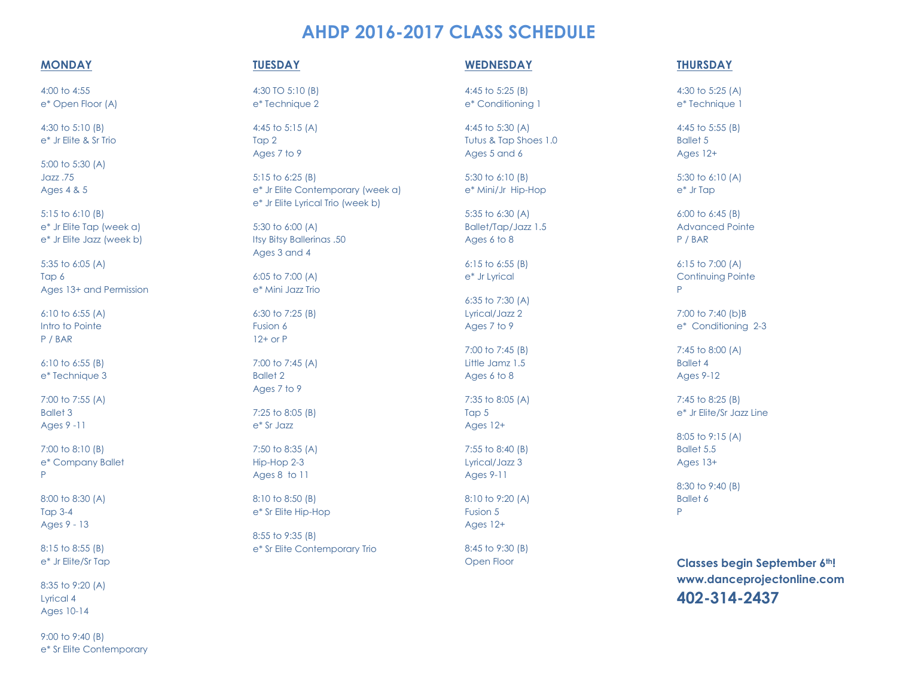# AHDP 2016-2017 CLASS SCHEDULE

## MONDAY

4:00 to 4:55
e* Open Floor (A)

4:30 to 5:10 (B)
e* Jr Elite & Sr Trio

5:00 to 5:30 (A)
Jazz .75
Ages 4 & 5

5:15 to 6:10 (B)
e* Jr Elite Tap (week a)
e* Jr Elite Jazz (week b)

5:35 to 6:05 (A)
Tap 6
Ages 13+ and Permission

6:10 to 6:55 (A)
Intro to Pointe
P / BAR

6:10 to 6:55 (B)
e* Technique 3

7:00 to 7:55 (A)
Ballet 3
Ages 9 -11

7:00 to 8:10 (B)
e* Company Ballet
P

8:00 to 8:30 (A)
Tap 3-4
Ages 9 - 13

8:15 to 8:55 (B)
e* Jr Elite/Sr Tap

8:35 to 9:20 (A)
Lyrical 4
Ages 10-14

9:00 to 9:40 (B)
e* Sr Elite Contemporary

## TUESDAY

4:30 TO 5:10 (B)
e* Technique 2

4:45 to 5:15 (A)
Tap 2
Ages 7 to 9

5:15 to 6:25 (B)
e* Jr Elite Contemporary (week a)
e* Jr Elite Lyrical Trio (week b)

5:30 to 6:00 (A)
Itsy Bitsy Ballerinas .50
Ages 3 and 4

6:05 to 7:00 (A)
e* Mini Jazz Trio

6:30 to 7:25 (B)
Fusion 6
12+ or P

7:00 to 7:45 (A)
Ballet 2
Ages 7 to 9

7:25 to 8:05 (B)
e* Sr Jazz

7:50 to 8:35 (A)
Hip-Hop 2-3
Ages 8 to 11

8:10 to 8:50 (B)
e* Sr Elite Hip-Hop

8:55 to 9:35 (B)
e* Sr Elite Contemporary Trio

## WEDNESDAY

4:45 to 5:25 (B)
e* Conditioning 1

4:45 to 5:30 (A)
Tutus & Tap Shoes 1.0
Ages 5 and 6

5:30 to 6:10 (B)
e* Mini/Jr Hip-Hop

5:35 to 6:30 (A)
Ballet/Tap/Jazz 1.5
Ages 6 to 8

6:15 to 6:55 (B)
e* Jr Lyrical

6:35 to 7:30 (A)
Lyrical/Jazz 2
Ages 7 to 9

7:00 to 7:45 (B)
Little Jamz 1.5
Ages 6 to 8

7:35 to 8:05 (A)
Tap 5
Ages 12+

7:55 to 8:40 (B)
Lyrical/Jazz 3
Ages 9-11

8:10 to 9:20 (A)
Fusion 5
Ages 12+

8:45 to 9:30 (B)
Open Floor

## THURSDAY

4:30 to 5:25 (A)
e* Technique 1

4:45 to 5:55 (B)
Ballet 5
Ages 12+

5:30 to 6:10 (A)
e* Jr Tap

6:00 to 6:45 (B)
Advanced Pointe
P / BAR

6:15 to 7:00 (A)
Continuing Pointe
P

7:00 to 7:40 (b)B
e* Conditioning 2-3

7:45 to 8:00 (A)
Ballet 4
Ages 9-12

7:45 to 8:25 (B)
e* Jr Elite/Sr Jazz Line

8:05 to 9:15 (A)
Ballet 5.5
Ages 13+

8:30 to 9:40 (B)
Ballet 6
P

**Classes begin September 6th!**
**www.danceprojectonline.com**
**402-314-2437**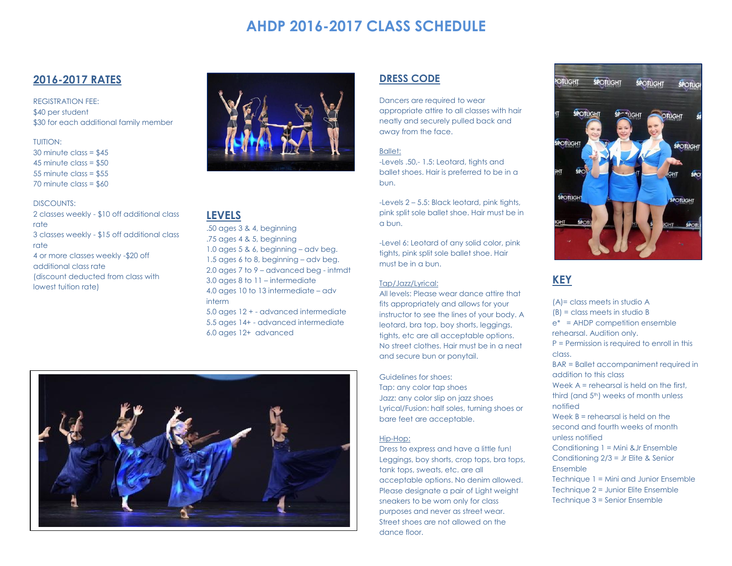# AHDP 2016-2017 CLASS SCHEDULE

## 2016-2017 RATES

REGISTRATION FEE:
$40 per student
$30 for each additional family member

TUITION:
30 minute class = $45
45 minute class = $50
55 minute class = $55
70 minute class = $60

DISCOUNTS:
2 classes weekly - $10 off additional class rate
3 classes weekly - $15 off additional class rate
4 or more classes weekly -$20 off additional class rate
(discount deducted from class with lowest tuition rate)

## LEVELS

.50 ages 3 & 4, beginning
.75 ages 4 & 5, beginning
1.0 ages 5 & 6, beginning – adv beg.
1.5 ages 6 to 8, beginning – adv beg.
2.0 ages 7 to 9 – advanced beg - intmdt
3.0 ages 8 to 11 – intermediate
4.0 ages 10 to 13 intermediate – adv interm
5.0 ages 12 + - advanced intermediate
5.5 ages 14+ - advanced intermediate
6.0 ages 12+ advanced

## DRESS CODE

Dancers are required to wear appropriate attire to all classes with hair neatly and securely pulled back and away from the face.

Ballet:

-Levels .50,- 1.5: Leotard, tights and ballet shoes. Hair is preferred to be in a bun.

-Levels 2 – 5.5: Black leotard, pink tights, pink split sole ballet shoe. Hair must be in a bun.

-Level 6: Leotard of any solid color, pink tights, pink split sole ballet shoe. Hair must be in a bun.

Tap/Jazz/Lyrical:

All levels: Please wear dance attire that fits appropriately and allows for your instructor to see the lines of your body. A leotard, bra top, boy shorts, leggings, tights, etc are all acceptable options. No street clothes. Hair must be in a neat and secure bun or ponytail.

Guidelines for shoes:
Tap: any color tap shoes
Jazz: any color slip on jazz shoes
Lyrical/Fusion: half soles, turning shoes or bare feet are acceptable.

Hip-Hop:

Dress to express and have a little fun! Leggings, boy shorts, crop tops, bra tops, tank tops, sweats, etc. are all acceptable options. No denim allowed. Please designate a pair of Light weight sneakers to be worn only for class purposes and never as street wear. Street shoes are not allowed on the dance floor.

## KEY

(A)= class meets in studio A
(B) = class meets in studio B
e* = AHDP competition ensemble rehearsal. Audition only.
P = Permission is required to enroll in this class.
BAR = Ballet accompaniment required in addition to this class
Week A = rehearsal is held on the first, third (and 5th) weeks of month unless notified
Week B = rehearsal is held on the second and fourth weeks of month unless notified
Conditioning 1 = Mini &Jr Ensemble
Conditioning 2/3 = Jr Elite & Senior Ensemble
Technique 1 = Mini and Junior Ensemble
Technique 2 = Junior Elite Ensemble
Technique 3 = Senior Ensemble